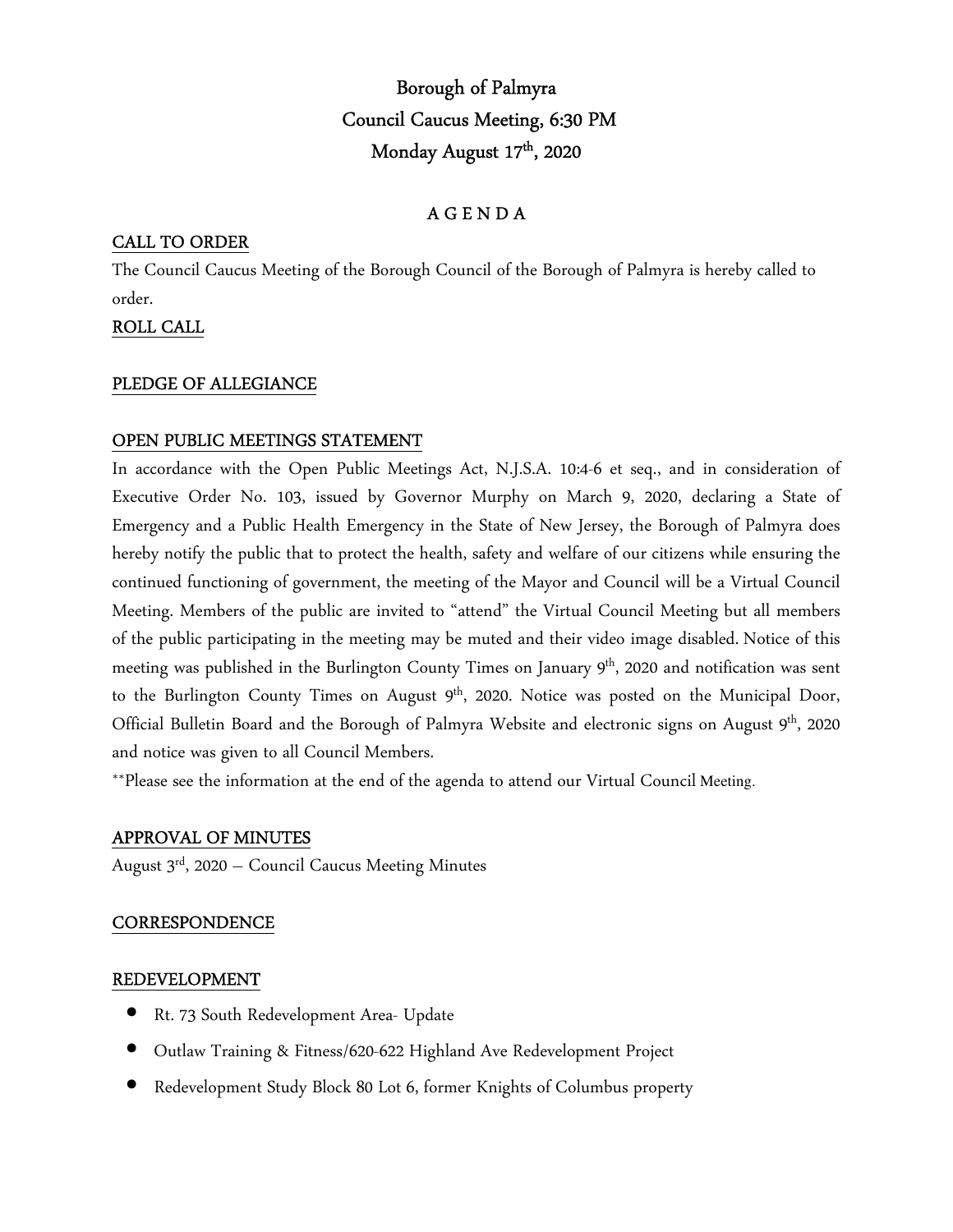# Borough of Palmyra

## Council Caucus Meeting, 6:30 PM

## Monday August 17th, 2020

### A G E N D A

**CALL TO ORDER**

The Council Caucus Meeting of the Borough Council of the Borough of Palmyra is hereby called to order.

**ROLL CALL**

**PLEDGE OF ALLEGIANCE**

**OPEN PUBLIC MEETINGS STATEMENT**

In accordance with the Open Public Meetings Act, N.J.S.A. 10:4-6 et seq., and in consideration of Executive Order No. 103, issued by Governor Murphy on March 9, 2020, declaring a State of Emergency and a Public Health Emergency in the State of New Jersey, the Borough of Palmyra does hereby notify the public that to protect the health, safety and welfare of our citizens while ensuring the continued functioning of government, the meeting of the Mayor and Council will be a Virtual Council Meeting. Members of the public are invited to "attend" the Virtual Council Meeting but all members of the public participating in the meeting may be muted and their video image disabled. Notice of this meeting was published in the Burlington County Times on January 9th, 2020 and notification was sent to the Burlington County Times on August 9th, 2020. Notice was posted on the Municipal Door, Official Bulletin Board and the Borough of Palmyra Website and electronic signs on August 9th, 2020 and notice was given to all Council Members.

**Please see the information at the end of the agenda to attend our Virtual Council Meeting.

**APPROVAL OF MINUTES**

August 3rd, 2020 – Council Caucus Meeting Minutes

**CORRESPONDENCE**

**REDEVELOPMENT**

- Rt. 73 South Redevelopment Area- Update
- Outlaw Training & Fitness/620-622 Highland Ave Redevelopment Project
- Redevelopment Study Block 80 Lot 6, former Knights of Columbus property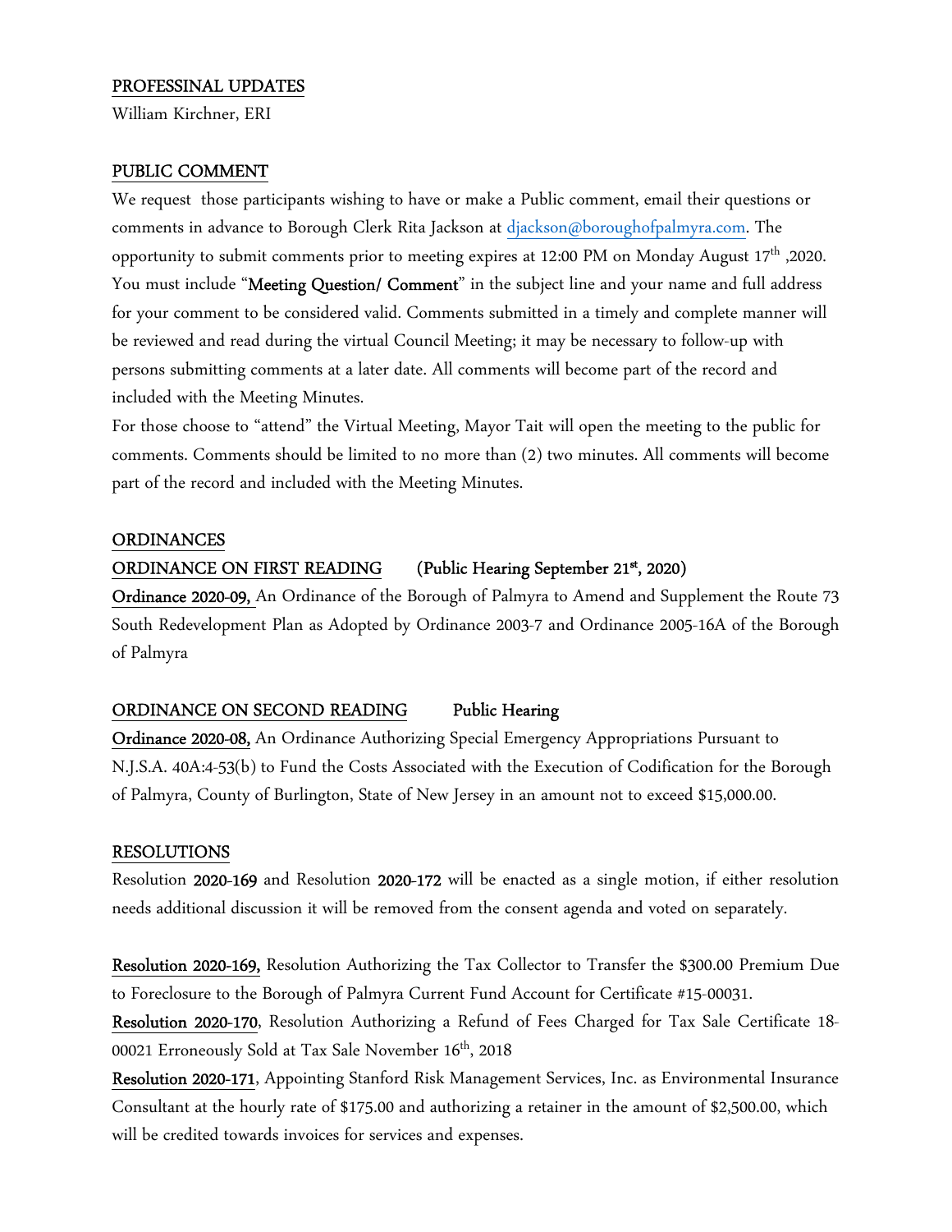## PROFESSINAL UPDATES

William Kirchner, ERI

## PUBLIC COMMENT

We request those participants wishing to have or make a Public comment, email their questions or comments in advance to Borough Clerk Rita Jackson at djackson@boroughofpalmyra.com. The opportunity to submit comments prior to meeting expires at 12:00 PM on Monday August 17th ,2020. You must include "**Meeting Question/ Comment**" in the subject line and your name and full address for your comment to be considered valid. Comments submitted in a timely and complete manner will be reviewed and read during the virtual Council Meeting; it may be necessary to follow-up with persons submitting comments at a later date. All comments will become part of the record and included with the Meeting Minutes.

For those choose to "attend" the Virtual Meeting, Mayor Tait will open the meeting to the public for comments. Comments should be limited to no more than (2) two minutes. All comments will become part of the record and included with the Meeting Minutes.

## ORDINANCES

### ORDINANCE ON FIRST READING (Public Hearing September 21st, 2020)

**Ordinance 2020-09,** An Ordinance of the Borough of Palmyra to Amend and Supplement the Route 73 South Redevelopment Plan as Adopted by Ordinance 2003-7 and Ordinance 2005-16A of the Borough of Palmyra

### ORDINANCE ON SECOND READING Public Hearing

**Ordinance 2020-08,** An Ordinance Authorizing Special Emergency Appropriations Pursuant to N.J.S.A. 40A:4-53(b) to Fund the Costs Associated with the Execution of Codification for the Borough of Palmyra, County of Burlington, State of New Jersey in an amount not to exceed $15,000.00.

## RESOLUTIONS

Resolution **2020-169** and Resolution **2020-172** will be enacted as a single motion, if either resolution needs additional discussion it will be removed from the consent agenda and voted on separately.

**Resolution 2020-169,** Resolution Authorizing the Tax Collector to Transfer the $300.00 Premium Due to Foreclosure to the Borough of Palmyra Current Fund Account for Certificate #15-00031.

**Resolution 2020-170**, Resolution Authorizing a Refund of Fees Charged for Tax Sale Certificate 18-00021 Erroneously Sold at Tax Sale November 16th, 2018

**Resolution 2020-171**, Appointing Stanford Risk Management Services, Inc. as Environmental Insurance Consultant at the hourly rate of $175.00 and authorizing a retainer in the amount of $2,500.00, which will be credited towards invoices for services and expenses.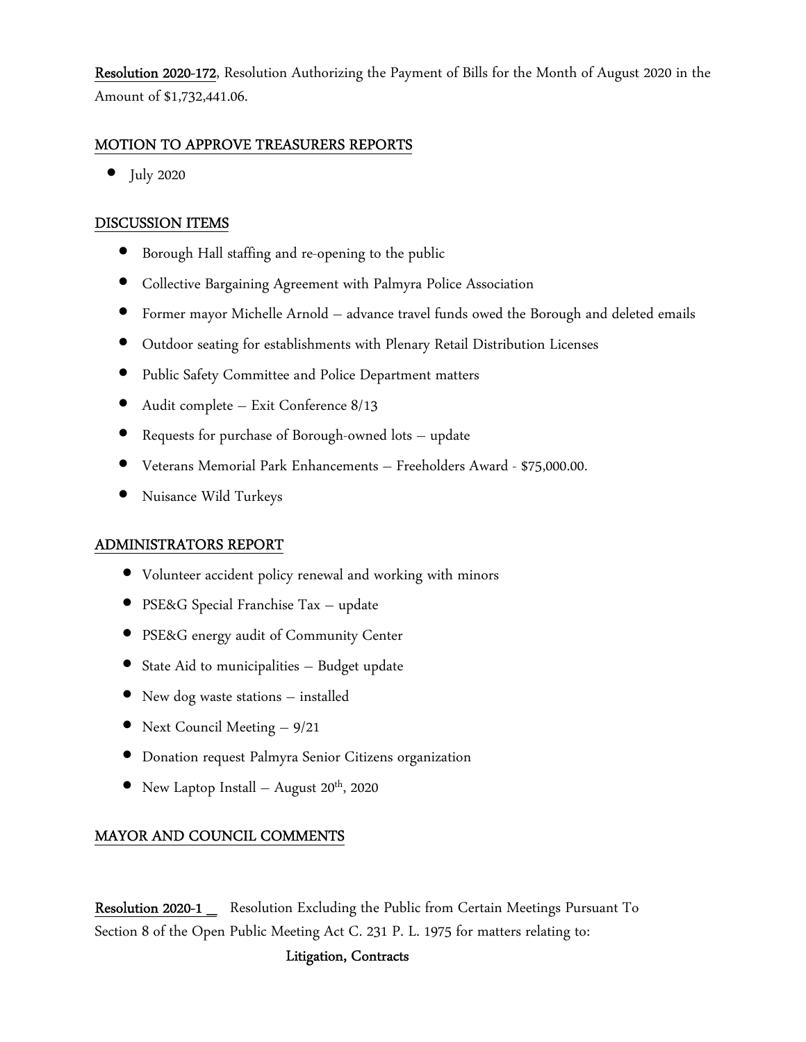**Resolution 2020-172**, Resolution Authorizing the Payment of Bills for the Month of August 2020 in the Amount of $1,732,441.06.

## MOTION TO APPROVE TREASURERS REPORTS

- July 2020

## DISCUSSION ITEMS

- Borough Hall staffing and re-opening to the public
- Collective Bargaining Agreement with Palmyra Police Association
- Former mayor Michelle Arnold – advance travel funds owed the Borough and deleted emails
- Outdoor seating for establishments with Plenary Retail Distribution Licenses
- Public Safety Committee and Police Department matters
- Audit complete – Exit Conference 8/13
- Requests for purchase of Borough-owned lots – update
- Veterans Memorial Park Enhancements – Freeholders Award - $75,000.00.
- Nuisance Wild Turkeys

## ADMINISTRATORS REPORT

- Volunteer accident policy renewal and working with minors
- PSE&G Special Franchise Tax – update
- PSE&G energy audit of Community Center
- State Aid to municipalities – Budget update
- New dog waste stations – installed
- Next Council Meeting – 9/21
- Donation request Palmyra Senior Citizens organization
- New Laptop Install – August 20th, 2020

## MAYOR AND COUNCIL COMMENTS

**Resolution 2020-1 __** Resolution Excluding the Public from Certain Meetings Pursuant To Section 8 of the Open Public Meeting Act C. 231 P. L. 1975 for matters relating to:

**Litigation, Contracts**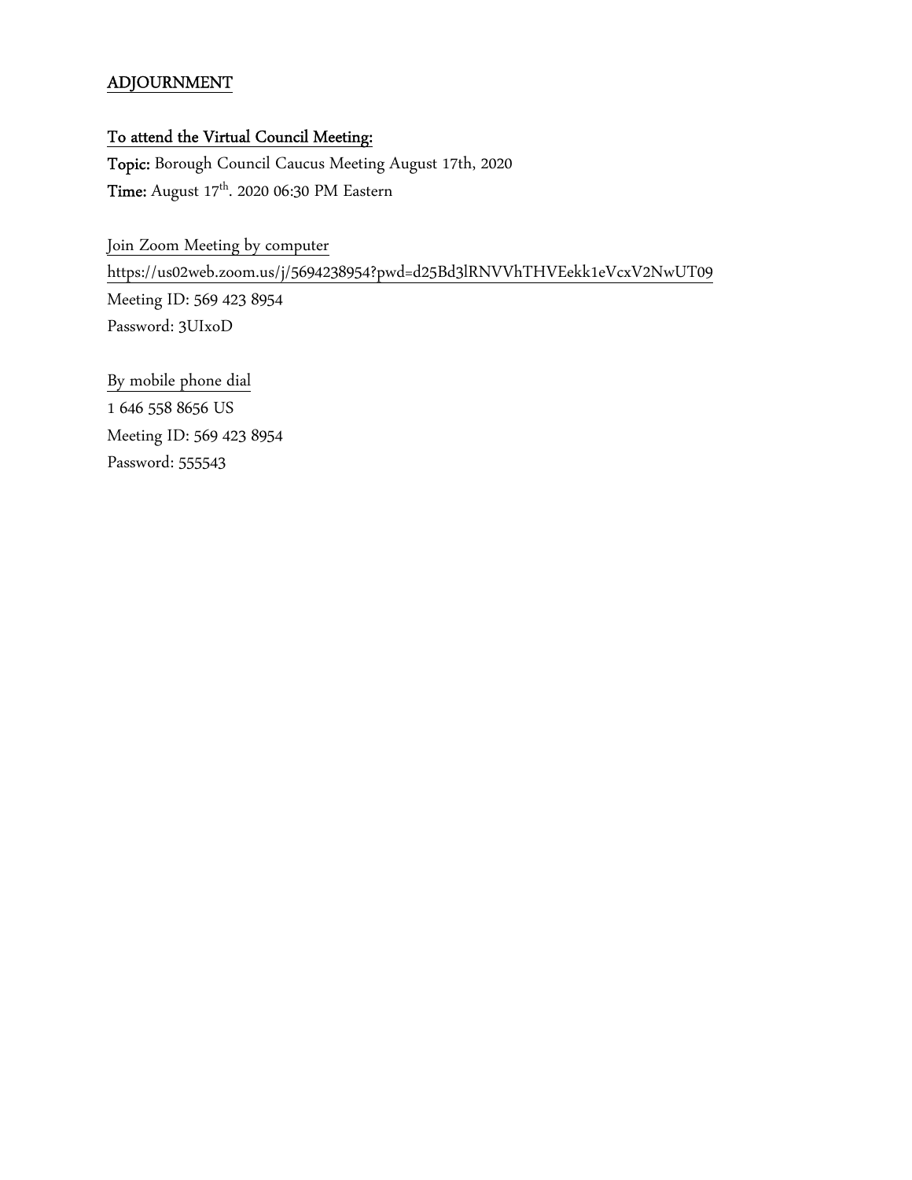## ADJOURNMENT

**To attend the Virtual Council Meeting:**

**Topic:** Borough Council Caucus Meeting August 17th, 2020

**Time:** August 17th. 2020 06:30 PM Eastern

Join Zoom Meeting by computer

https://us02web.zoom.us/j/5694238954?pwd=d25Bd3lRNVVhTHVEekk1eVcxV2NwUT09

Meeting ID: 569 423 8954

Password: 3UIxoD

By mobile phone dial

1 646 558 8656 US

Meeting ID: 569 423 8954

Password: 555543